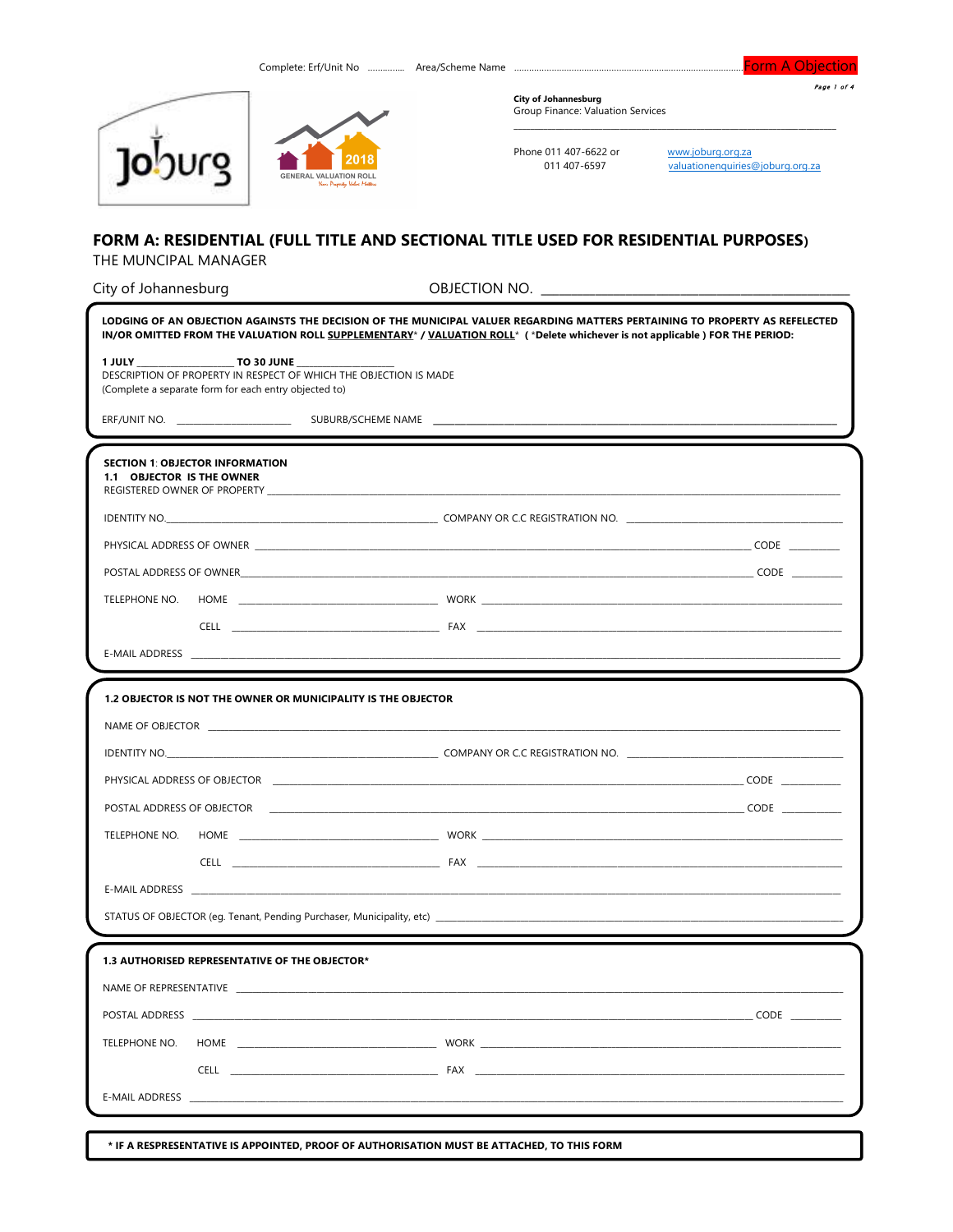Complete: Erf/Unit No .............. Area/Scheme Name ........................................................................................ **Form A Objection**

**City of Johannesburg**
Group Finance: Valuation Services

Phone 011 407-6622 or 011 407-6597

www.joburg.org.za
valuationenquiries@joburg.org.za

## FORM A: RESIDENTIAL (FULL TITLE AND SECTIONAL TITLE USED FOR RESIDENTIAL PURPOSES)

THE MUNCIPAL MANAGER

City of Johannesburg OBJECTION NO. ____________________________________________

**LODGING OF AN OBJECTION AGAINSTS THE DECISION OF THE MUNICIPAL VALUER REGARDING MATTERS PERTAINING TO PROPERTY AS REFELECTED IN/OR OMITTED FROM THE VALUATION ROLL SUPPLEMENTARY* / VALUATION ROLL* ( *Delete whichever is not applicable ) FOR THE PERIOD:**

**1 JULY** __________________ **TO 30 JUNE** __________________

DESCRIPTION OF PROPERTY IN RESPECT OF WHICH THE OBJECTION IS MADE
(Complete a separate form for each entry objected to)

ERF/UNIT NO. ______________________ SUBURB/SCHEME NAME ____________________________________________

**SECTION 1: OBJECTOR INFORMATION**

**1.1 OBJECTOR IS THE OWNER**

REGISTERED OWNER OF PROPERTY ____________________________________________

IDENTITY NO.______________________________ COMPANY OR C.C REGISTRATION NO. ______________________

PHYSICAL ADDRESS OF OWNER ____________________________________________ CODE _________

POSTAL ADDRESS OF OWNER____________________________________________ CODE _________

TELEPHONE NO. HOME ______________________ WORK ______________________

CELL ______________________ FAX ______________________

E-MAIL ADDRESS ____________________________________________

**1.2 OBJECTOR IS NOT THE OWNER OR MUNICIPALITY IS THE OBJECTOR**

NAME OF OBJECTOR ____________________________________________

IDENTITY NO.______________________________ COMPANY OR C.C REGISTRATION NO. ______________________

PHYSICAL ADDRESS OF OBJECTOR ____________________________________________ CODE _________

POSTAL ADDRESS OF OBJECTOR ____________________________________________ CODE _________

TELEPHONE NO. HOME ______________________ WORK ______________________

CELL ______________________ FAX ______________________

E-MAIL ADDRESS ____________________________________________

STATUS OF OBJECTOR (eg. Tenant, Pending Purchaser, Municipality, etc) ______________________

**1.3 AUTHORISED REPRESENTATIVE OF THE OBJECTOR***

NAME OF REPRESENTATIVE ____________________________________________

POSTAL ADDRESS ____________________________________________ CODE _________

TELEPHONE NO. HOME ______________________ WORK ______________________

CELL ______________________ FAX ______________________

E-MAIL ADDRESS ____________________________________________

**\* IF A RESPRESENTATIVE IS APPOINTED, PROOF OF AUTHORISATION MUST BE ATTACHED, TO THIS FORM**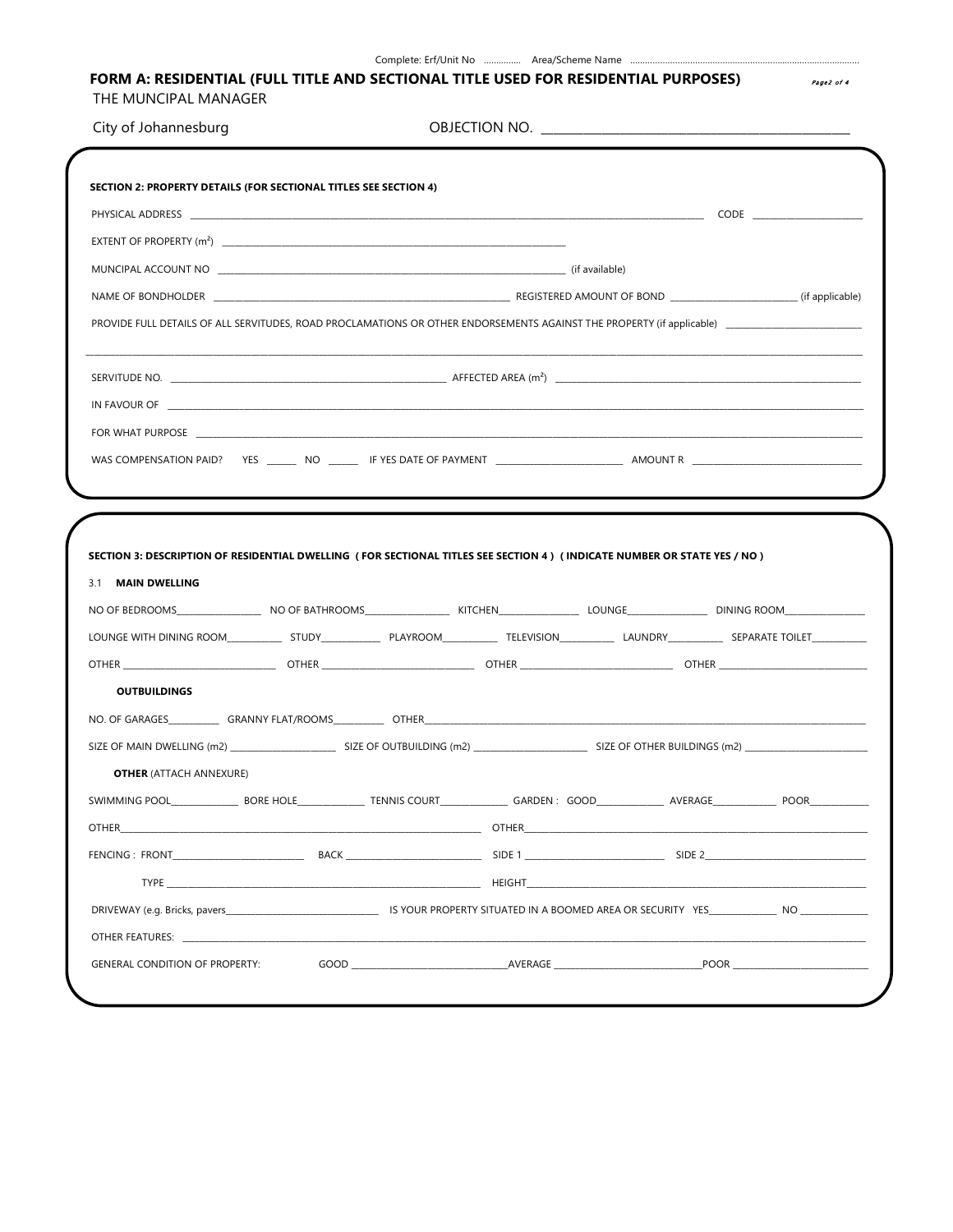Complete: Erf/Unit No ............... Area/Scheme Name ..........................................................................................

# FORM A: RESIDENTIAL (FULL TITLE AND SECTIONAL TITLE USED FOR RESIDENTIAL PURPOSES)

THE MUNCIPAL MANAGER

City of Johannesburg

OBJECTION NO. ______________________________________________

**SECTION 2: PROPERTY DETAILS (FOR SECTIONAL TITLES SEE SECTION 4)**

PHYSICAL ADDRESS ____________________________________________________________________ CODE ______________________

EXTENT OF PROPERTY ($m^2$) ________________________________________________________________

MUNCIPAL ACCOUNT NO ____________________________________________________________ (if available)

NAME OF BONDHOLDER ________________________________________________ REGISTERED AMOUNT OF BOND ________________________ (if applicable)

PROVIDE FULL DETAILS OF ALL SERVITUDES, ROAD PROCLAMATIONS OR OTHER ENDORSEMENTS AGAINST THE PROPERTY (if applicable) __________________________

________________________________________________________________________________________________________________

SERVITUDE NO. ______________________________________________ AFFECTED AREA ($m^2$) ______________________________________________

IN FAVOUR OF ________________________________________________________________________________________________

FOR WHAT PURPOSE ____________________________________________________________________________________________

WAS COMPENSATION PAID? YES ______ NO ______ IF YES DATE OF PAYMENT ________________________ AMOUNT R ________________________________

**SECTION 3: DESCRIPTION OF RESIDENTIAL DWELLING ( FOR SECTIONAL TITLES SEE SECTION 4 ) ( INDICATE NUMBER OR STATE YES / NO )**

3.1 **MAIN DWELLING**

NO OF BEDROOMS________________ NO OF BATHROOMS________________ KITCHEN________________ LOUNGE________________ DINING ROOM________________

LOUNGE WITH DINING ROOM___________ STUDY___________ PLAYROOM___________ TELEVISION___________ LAUNDRY___________ SEPARATE TOILET___________

OTHER ______________________________ OTHER ______________________________ OTHER ______________________________ OTHER ______________________________

**OUTBUILDINGS**

NO. OF GARAGES__________ GRANNY FLAT/ROOMS__________ OTHER____________________________________________________________________________

SIZE OF MAIN DWELLING (m2) ____________________ SIZE OF OUTBUILDING (m2) ______________________ SIZE OF OTHER BUILDINGS (m2) ________________________

**OTHER** (ATTACH ANNEXURE)

SWIMMING POOL_____________ BORE HOLE_____________ TENNIS COURT_____________ GARDEN : GOOD_____________ AVERAGE_____________ POOR___________

OTHER_____________________________________________________________ OTHER_____________________________________________________________

FENCING : FRONT__________________________ BACK __________________________ SIDE 1 __________________________ SIDE 2_______________________________

TYPE ______________________________________________________________ HEIGHT____________________________________________________________

DRIVEWAY (e.g. Bricks, pavers______________________________ IS YOUR PROPERTY SITUATED IN A BOOMED AREA OR SECURITY YES_____________ NO _____________

OTHER FEATURES: ___________________________________________________________________________________________________________

GENERAL CONDITION OF PROPERTY: GOOD ________________________________AVERAGE ______________________________POOR ____________________________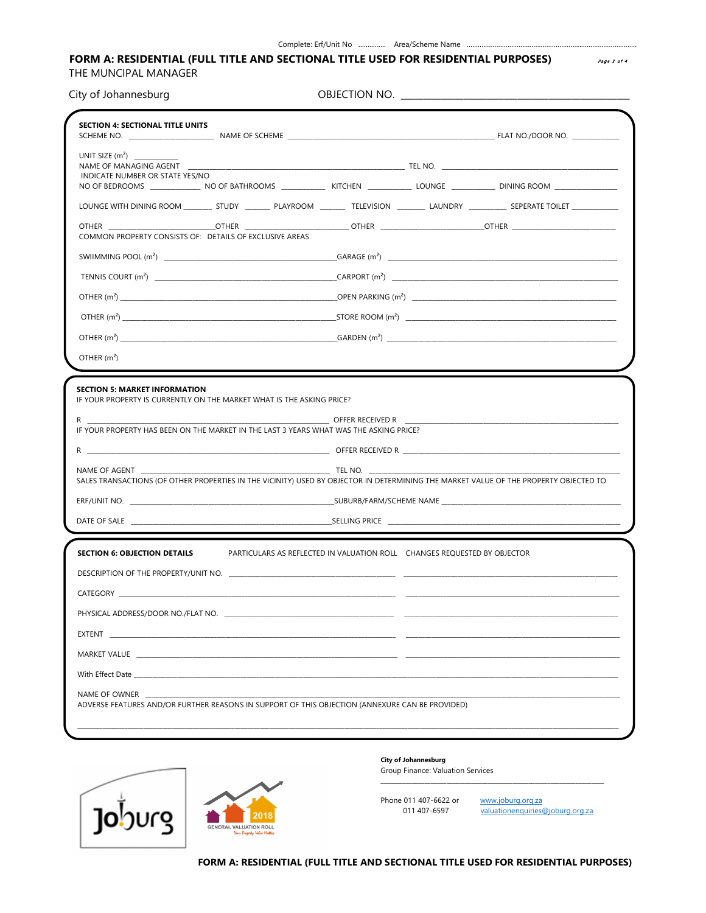Complete: Erf/Unit No .............. Area/Scheme Name ..........................................................................................

# FORM A: RESIDENTIAL (FULL TITLE AND SECTIONAL TITLE USED FOR RESIDENTIAL PURPOSES)

THE MUNCIPAL MANAGER

City of Johannesburg

OBJECTION NO. ______________________________________________

## SECTION 4: SECTIONAL TITLE UNITS

SCHEME NO. ____________________ NAME OF SCHEME ______________________________________________ FLAT NO./DOOR NO. ___________

UNIT SIZE ($m^2$) __________

NAME OF MANAGING AGENT ______________________________________________ TEL NO. ______________________________________________

INDICATE NUMBER OR STATE YES/NO

NO OF BEDROOMS ___________ NO OF BATHROOMS __________ KITCHEN __________ LOUNGE __________ DINING ROOM _______________

LOUNGE WITH DINING ROOM _______ STUDY ______ PLAYROOM ______ TELEVISION _______ LAUNDRY _________ SEPERATE TOILET ___________

OTHER _______________________OTHER _______________________ OTHER _______________________OTHER _______________________

COMMON PROPERTY CONSISTS OF: DETAILS OF EXCLUSIVE AREAS

SWIIMMING POOL ($m^2$) ______________________________________GARAGE ($m^2$) ______________________________________

TENNIS COURT ($m^2$) ______________________________________CARPORT ($m^2$) ______________________________________

OTHER ($m^2$) ______________________________________OPEN PARKING ($m^2$) ______________________________________

OTHER ($m^2$) ______________________________________STORE ROOM ($m^2$) ______________________________________

OTHER ($m^2$) ______________________________________GARDEN ($m^2$) ______________________________________

OTHER ($m^2$)

## SECTION 5: MARKET INFORMATION

IF YOUR PROPERTY IS CURRENTLY ON THE MARKET WHAT IS THE ASKING PRICE?

R ______________________________________ OFFER RECEIVED R ______________________________________

IF YOUR PROPERTY HAS BEEN ON THE MARKET IN THE LAST 3 YEARS WHAT WAS THE ASKING PRICE?

R ______________________________________ OFFER RECEIVED R ______________________________________

NAME OF AGENT ______________________________________ TEL NO. ______________________________________

SALES TRANSACTIONS (OF OTHER PROPERTIES IN THE VICINITY) USED BY OBJECTOR IN DETERMINING THE MARKET VALUE OF THE PROPERTY OBJECTED TO

ERF/UNIT NO. ______________________________________SUBURB/FARM/SCHEME NAME ______________________________________

DATE OF SALE ______________________________________SELLING PRICE ______________________________________

## SECTION 6: OBJECTION DETAILS

| SECTION 6: OBJECTION DETAILS | PARTICULARS AS REFLECTED IN VALUATION ROLL | CHANGES REQUESTED BY OBJECTOR |
|---|---|---|
| DESCRIPTION OF THE PROPERTY/UNIT NO. | ____________________ | ____________________ |
| CATEGORY | ____________________ | ____________________ |
| PHYSICAL ADDRESS/DOOR NO./FLAT NO. | ____________________ | ____________________ |
| EXTENT | ____________________ | ____________________ |
| MARKET VALUE | ____________________ | ____________________ |

With Effect Date ______________________________________________

NAME OF OWNER ______________________________________________

ADVERSE FEATURES AND/OR FURTHER REASONS IN SUPPORT OF THIS OBJECTION (ANNEXURE CAN BE PROVIDED)

______________________________________________________________________________

Joburg

2018 GENERAL VALUATION ROLL — Your Property Value Matters

**City of Johannesburg**
Group Finance: Valuation Services

Phone 011 407-6622 or 011 407-6597

www.joburg.org.za
valuationenquiries@joburg.org.za

**FORM A: RESIDENTIAL (FULL TITLE AND SECTIONAL TITLE USED FOR RESIDENTIAL PURPOSES)**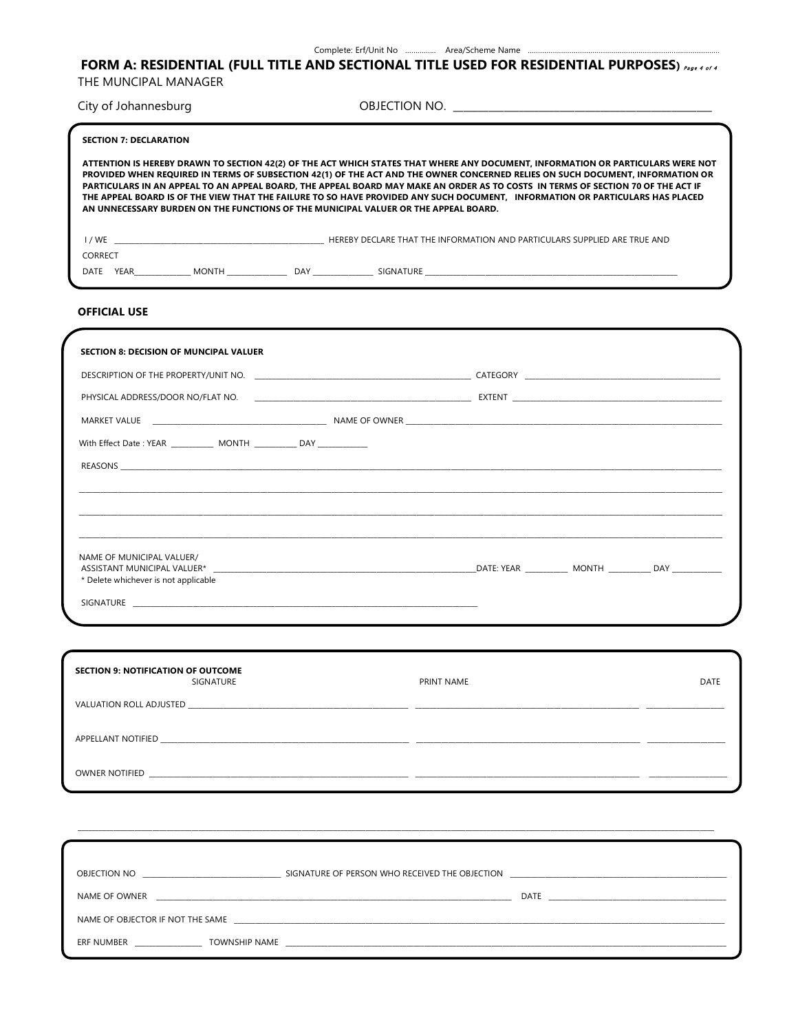Complete: Erf/Unit No ............... Area/Scheme Name ............................................................................................

# FORM A: RESIDENTIAL (FULL TITLE AND SECTIONAL TITLE USED FOR RESIDENTIAL PURPOSES)

THE MUNCIPAL MANAGER

City of Johannesburg OBJECTION NO. ________________________________________________

**SECTION 7: DECLARATION**

**ATTENTION IS HEREBY DRAWN TO SECTION 42(2) OF THE ACT WHICH STATES THAT WHERE ANY DOCUMENT, INFORMATION OR PARTICULARS WERE NOT PROVIDED WHEN REQUIRED IN TERMS OF SUBSECTION 42(1) OF THE ACT AND THE OWNER CONCERNED RELIES ON SUCH DOCUMENT, INFORMATION OR PARTICULARS IN AN APPEAL TO AN APPEAL BOARD, THE APPEAL BOARD MAY MAKE AN ORDER AS TO COSTS IN TERMS OF SECTION 70 OF THE ACT IF THE APPEAL BOARD IS OF THE VIEW THAT THE FAILURE TO SO HAVE PROVIDED ANY SUCH DOCUMENT, INFORMATION OR PARTICULARS HAS PLACED AN UNNECESSARY BURDEN ON THE FUNCTIONS OF THE MUNICIPAL VALUER OR THE APPEAL BOARD.**

I / WE ______________________________________________ HEREBY DECLARE THAT THE INFORMATION AND PARTICULARS SUPPLIED ARE TRUE AND CORRECT

DATE YEAR____________ MONTH ____________ DAY ____________ SIGNATURE ________________________________________________

## OFFICIAL USE

**SECTION 8: DECISION OF MUNCIPAL VALUER**

DESCRIPTION OF THE PROPERTY/UNIT NO. ________________________________________ CATEGORY ________________________________

PHYSICAL ADDRESS/DOOR NO/FLAT NO. ________________________________________ EXTENT ________________________________

MARKET VALUE ________________________________ NAME OF OWNER ________________________________________________

With Effect Date : YEAR __________ MONTH __________ DAY ____________

REASONS ______________________________________________________________________________________________

______________________________________________________________________________________________

______________________________________________________________________________________________

______________________________________________________________________________________________

NAME OF MUNICIPAL VALUER/
ASSISTANT MUNICIPAL VALUER* ________________________________________________ DATE: YEAR __________ MONTH __________ DAY ____________
* Delete whichever is not applicable

SIGNATURE ________________________________________________________________

**SECTION 9: NOTIFICATION OF OUTCOME**

| | SIGNATURE | PRINT NAME | DATE |
|---|---|---|---|
| VALUATION ROLL ADJUSTED | ____________________ | ____________________ | __________ |
| APPELLANT NOTIFIED | ____________________ | ____________________ | __________ |
| OWNER NOTIFIED | ____________________ | ____________________ | __________ |

______________________________________________________________________________________________

OBJECTION NO ________________________ SIGNATURE OF PERSON WHO RECEIVED THE OBJECTION ________________________________

NAME OF OWNER ________________________________________________ DATE ________________________________

NAME OF OBJECTOR IF NOT THE SAME ________________________________________________________________

ERF NUMBER ____________ TOWNSHIP NAME ________________________________________________________________